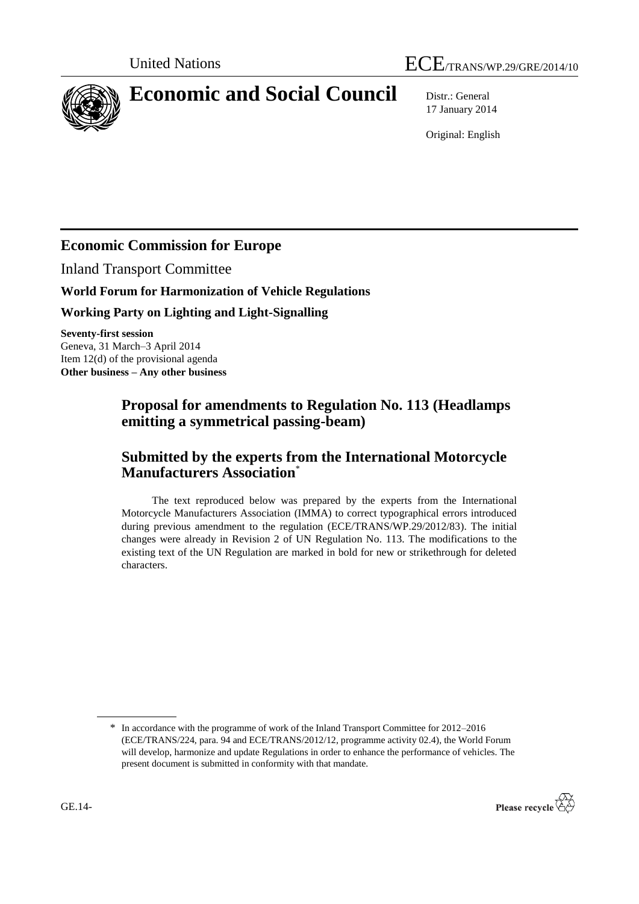United Nations

ECE/TRANS/WP.29/GRE/2014/10

# Economic and Social Council

Distr.: General
17 January 2014

Original: English

## Economic Commission for Europe

Inland Transport Committee

**World Forum for Harmonization of Vehicle Regulations**

**Working Party on Lighting and Light-Signalling**

**Seventy-first session**
Geneva, 31 March–3 April 2014
Item 12(d) of the provisional agenda
**Other business – Any other business**

## Proposal for amendments to Regulation No. 113 (Headlamps emitting a symmetrical passing-beam)

## Submitted by the experts from the International Motorcycle Manufacturers Association*

The text reproduced below was prepared by the experts from the International Motorcycle Manufacturers Association (IMMA) to correct typographical errors introduced during previous amendment to the regulation (ECE/TRANS/WP.29/2012/83). The initial changes were already in Revision 2 of UN Regulation No. 113. The modifications to the existing text of the UN Regulation are marked in bold for new or strikethrough for deleted characters.

\* In accordance with the programme of work of the Inland Transport Committee for 2012–2016 (ECE/TRANS/224, para. 94 and ECE/TRANS/2012/12, programme activity 02.4), the World Forum will develop, harmonize and update Regulations in order to enhance the performance of vehicles. The present document is submitted in conformity with that mandate.

GE.14-

Please recycle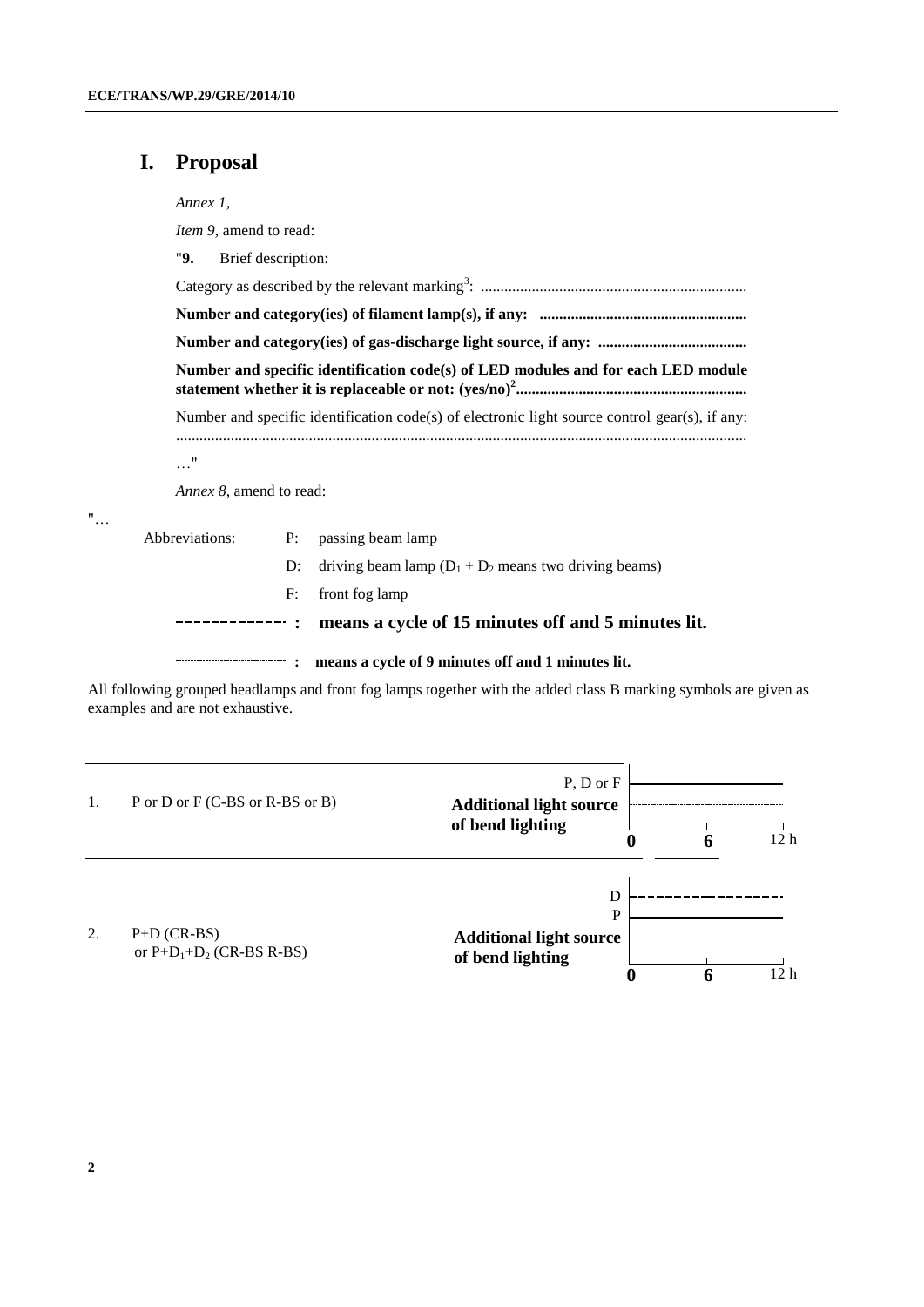# I. Proposal

*Annex 1,*

*Item 9,* amend to read:

"**9.** Brief description:

Category as described by the relevant marking[3]: ...................................................................

**Number and category(ies) of filament lamp(s), if any: ....................................................**

**Number and category(ies) of gas-discharge light source, if any: ......................................**

**Number and specific identification code(s) of LED modules and for each LED module statement whether it is replaceable or not: (yes/no)[2]..........................................................**

Number and specific identification code(s) of electronic light source control gear(s), if any: ................................................................................................................................................

…"

*Annex 8,* amend to read:

"…

Abbreviations:

- P: passing beam lamp
- D: driving beam lamp ($D_1 + D_2$ means two driving beams)
- F: front fog lamp

------------ **: means a cycle of 15 minutes off and 5 minutes lit.**

.................. **: means a cycle of 9 minutes off and 1 minutes lit.**

All following grouped headlamps and front fog lamps together with the added class B marking symbols are given as examples and are not exhaustive.

| | | |
|---|---|---|
| 1. | P or D or F (C-BS or R-BS or B) | P, D or F<br>**Additional light source of bend lighting**<br>**0** **6** 12 h |
| 2. | P+D (CR-BS)<br>or $P+D_1+D_2$ (CR-BS R-BS) | D<br>P<br>**Additional light source of bend lighting**<br>**0** **6** 12 h |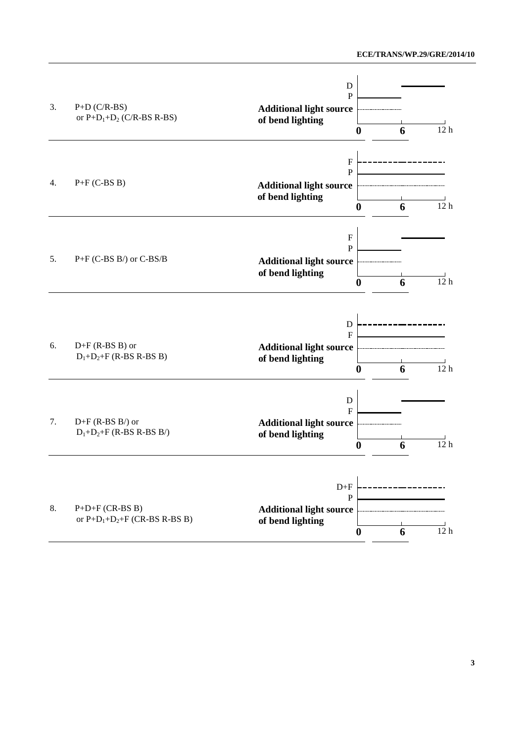| | | |
|---|---|---|
| 3. | P+D (C/R-BS) or $P+D_1+D_2$ (C/R-BS R-BS) | D<br>P<br>**Additional light source of bend lighting**<br>**0** **6** 12 h |
| 4. | P+F (C-BS B) | F<br>P<br>**Additional light source of bend lighting**<br>**0** **6** 12 h |
| 5. | P+F (C-BS B/) or C-BS/B | F<br>P<br>**Additional light source of bend lighting**<br>**0** **6** 12 h |
| 6. | D+F (R-BS B) or $D_1+D_2+F$ (R-BS R-BS B) | D<br>F<br>**Additional light source of bend lighting**<br>**0** **6** 12 h |
| 7. | D+F (R-BS B/) or $D_1+D_2+F$ (R-BS R-BS B/) | D<br>F<br>**Additional light source of bend lighting**<br>**0** **6** 12 h |
| 8. | P+D+F (CR-BS B) or $P+D_1+D_2+F$ (CR-BS R-BS B) | D+F<br>P<br>**Additional light source of bend lighting**<br>**0** **6** 12 h |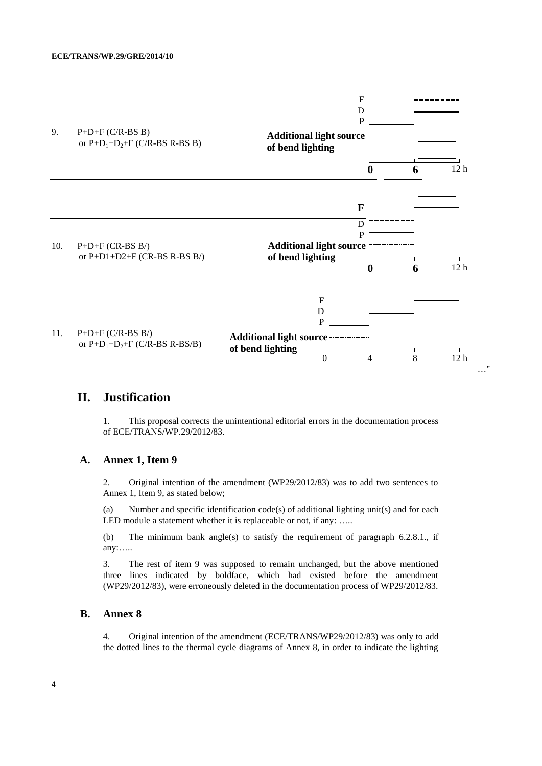9. P+D+F (C/R-BS B)
 or $P+D_1+D_2+F$ (C/R-BS R-BS B)

F
D
P
**Additional light source of bend lighting**

**0** **6** 12 h

10. P+D+F (CR-BS B/)
 or P+D1+D2+F (CR-BS R-BS B/)

**F**
D
P
**Additional light source of bend lighting**

**0** **6** 12 h

11. P+D+F (C/R-BS B/)
 or $P+D_1+D_2+F$ (C/R-BS R-BS/B)

F
D
P
**Additional light source of bend lighting**

0 4 8 12 h

…"

# II. Justification

1. This proposal corrects the unintentional editorial errors in the documentation process of ECE/TRANS/WP.29/2012/83.

## A. Annex 1, Item 9

2. Original intention of the amendment (WP29/2012/83) was to add two sentences to Annex 1, Item 9, as stated below;

(a) Number and specific identification code(s) of additional lighting unit(s) and for each LED module a statement whether it is replaceable or not, if any: …..

(b) The minimum bank angle(s) to satisfy the requirement of paragraph 6.2.8.1., if any:…..

3. The rest of item 9 was supposed to remain unchanged, but the above mentioned three lines indicated by boldface, which had existed before the amendment (WP29/2012/83), were erroneously deleted in the documentation process of WP29/2012/83.

## B. Annex 8

4. Original intention of the amendment (ECE/TRANS/WP29/2012/83) was only to add the dotted lines to the thermal cycle diagrams of Annex 8, in order to indicate the lighting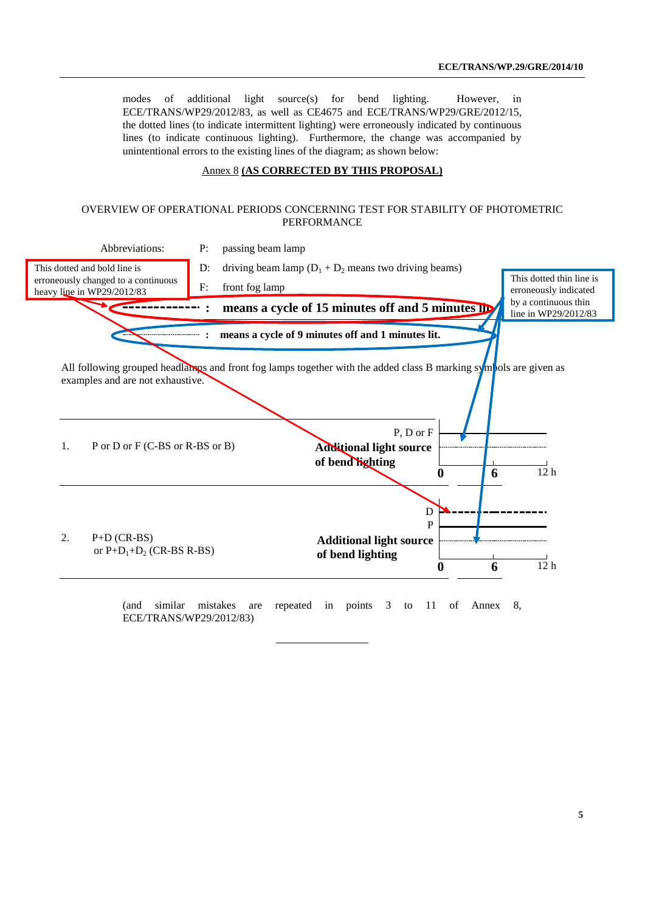modes of additional light source(s) for bend lighting. However, in ECE/TRANS/WP29/2012/83, as well as CE4675 and ECE/TRANS/WP29/GRE/2012/15, the dotted lines (to indicate intermittent lighting) were erroneously indicated by continuous lines (to indicate continuous lighting). Furthermore, the change was accompanied by unintentional errors to the existing lines of the diagram; as shown below:

Annex 8 **(AS CORRECTED BY THIS PROPOSAL)**

OVERVIEW OF OPERATIONAL PERIODS CONCERNING TEST FOR STABILITY OF PHOTOMETRIC PERFORMANCE

Abbreviations:

P: passing beam lamp

D: driving beam lamp ($D_1$ + $D_2$ means two driving beams)

F: front fog lamp

------------ : **means a cycle of 15 minutes off and 5 minutes lit.**

-------------------- : **means a cycle of 9 minutes off and 1 minutes lit.**

This dotted and bold line is erroneously changed to a continuous heavy line in WP29/2012/83

This dotted thin line is erroneously indicated by a continuous thin line in WP29/2012/83

All following grouped headlamps and front fog lamps together with the added class B marking symbols are given as examples and are not exhaustive.

1. P or D or F (C-BS or R-BS or B)

P, D or F

**Additional light source of bend lighting**

**0** **6** 12 h

2. P+D (CR-BS)
or P+$D_1$+$D_2$ (CR-BS R-BS)

D

P

**Additional light source of bend lighting**

**0** **6** 12 h

(and similar mistakes are repeated in points 3 to 11 of Annex 8, ECE/TRANS/WP29/2012/83)